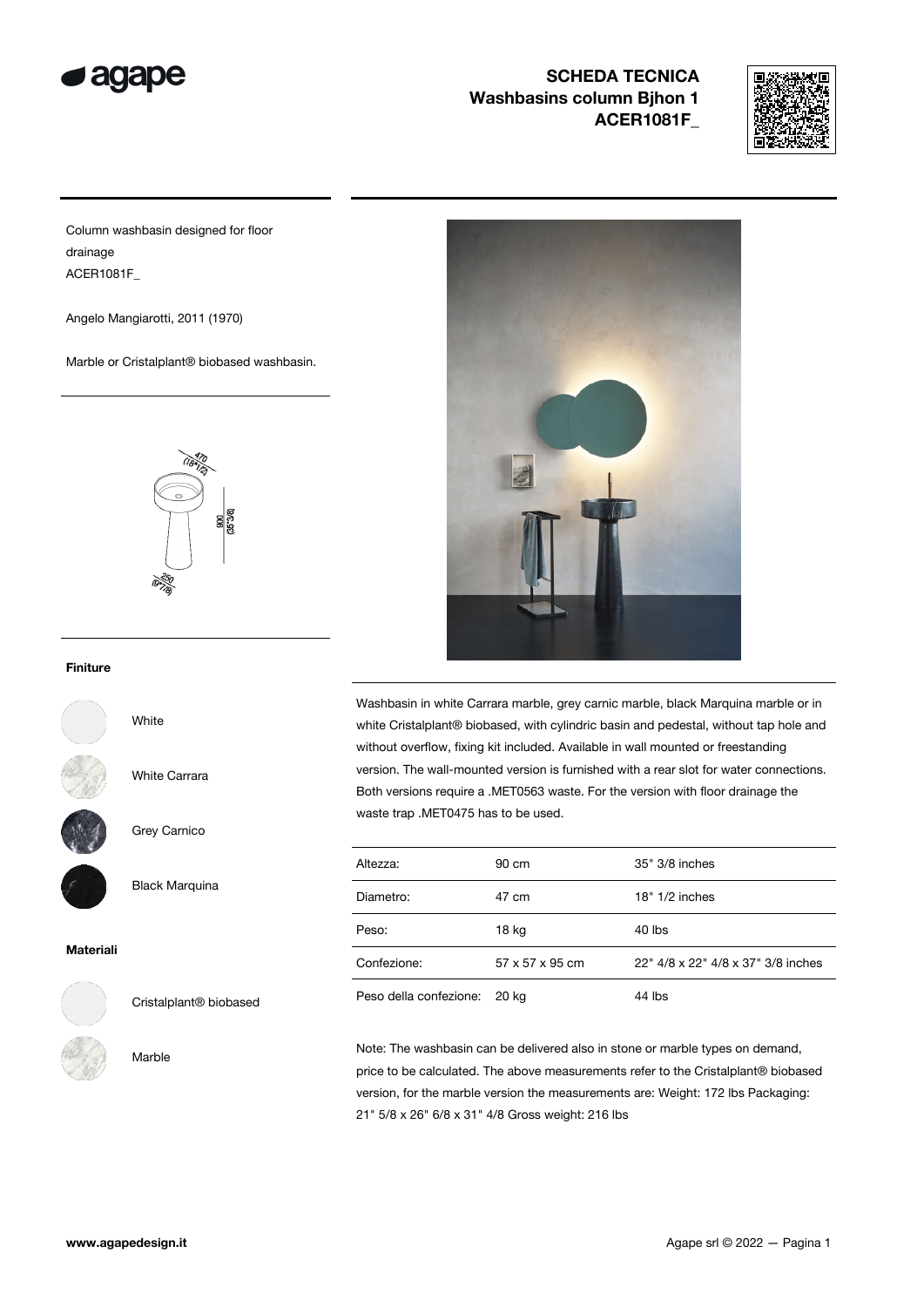# SCHEDA TECNICA
## Washbasins column Bjhon 1
## ACER1081F_

Column washbasin designed for floor drainage
ACER1081F_

Angelo Mangiarotti, 2011 (1970)

Marble or Cristalplant® biobased washbasin.

470
(18"1/2)

900
(35"3/8)

250
(9"7/8)

**Finiture**

White

White Carrara

Grey Carnico

Black Marquina

**Materiali**

Cristalplant® biobased

Marble

Washbasin in white Carrara marble, grey carnic marble, black Marquina marble or in white Cristalplant® biobased, with cylindric basin and pedestal, without tap hole and without overflow, fixing kit included. Available in wall mounted or freestanding version. The wall-mounted version is furnished with a rear slot for water connections. Both versions require a .MET0563 waste. For the version with floor drainage the waste trap .MET0475 has to be used.

| | | |
|---|---|---|
| Altezza: | 90 cm | 35" 3/8 inches |
| Diametro: | 47 cm | 18" 1/2 inches |
| Peso: | 18 kg | 40 lbs |
| Confezione: | 57 x 57 x 95 cm | 22" 4/8 x 22" 4/8 x 37" 3/8 inches |
| Peso della confezione: | 20 kg | 44 lbs |

Note: The washbasin can be delivered also in stone or marble types on demand, price to be calculated. The above measurements refer to the Cristalplant® biobased version, for the marble version the measurements are: Weight: 172 lbs Packaging: 21" 5/8 x 26" 6/8 x 31" 4/8 Gross weight: 216 lbs

www.agapedesign.it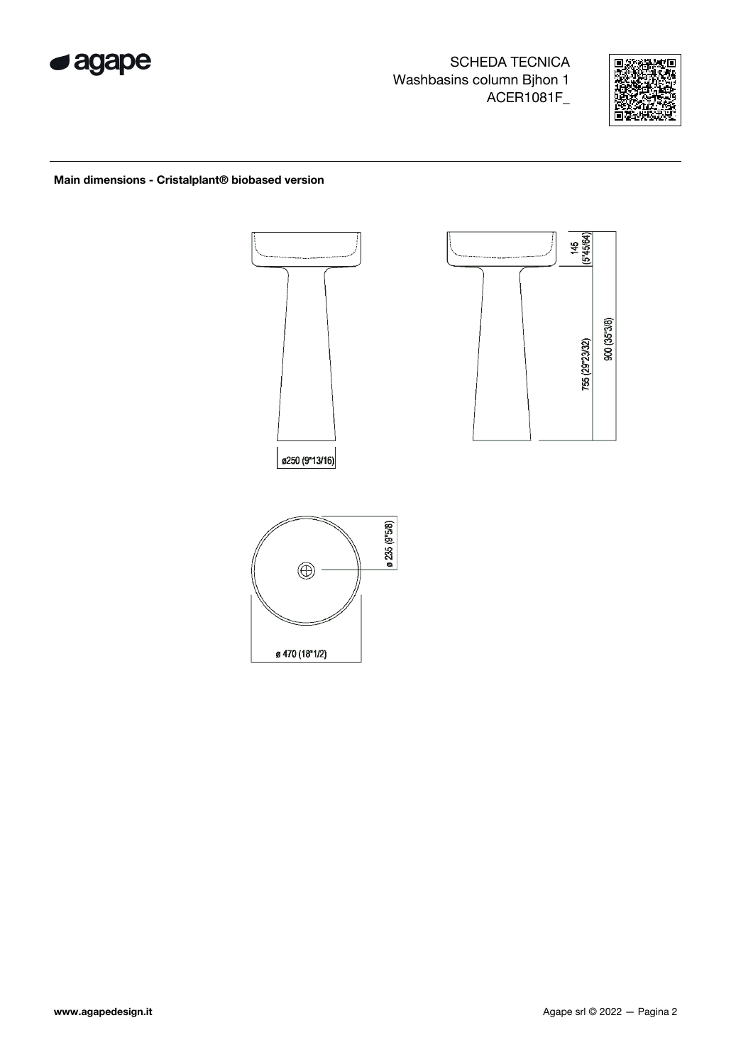SCHEDA TECNICA
Washbasins column Bjhon 1
ACER1081F_

**Main dimensions - Cristalplant® biobased version**

145 (5"45/64)

755 (29"23/32)

900 (35"3/8)

ø250 (9"13/16)

ø 235 (9"5/8)

ø 470 (18"1/2)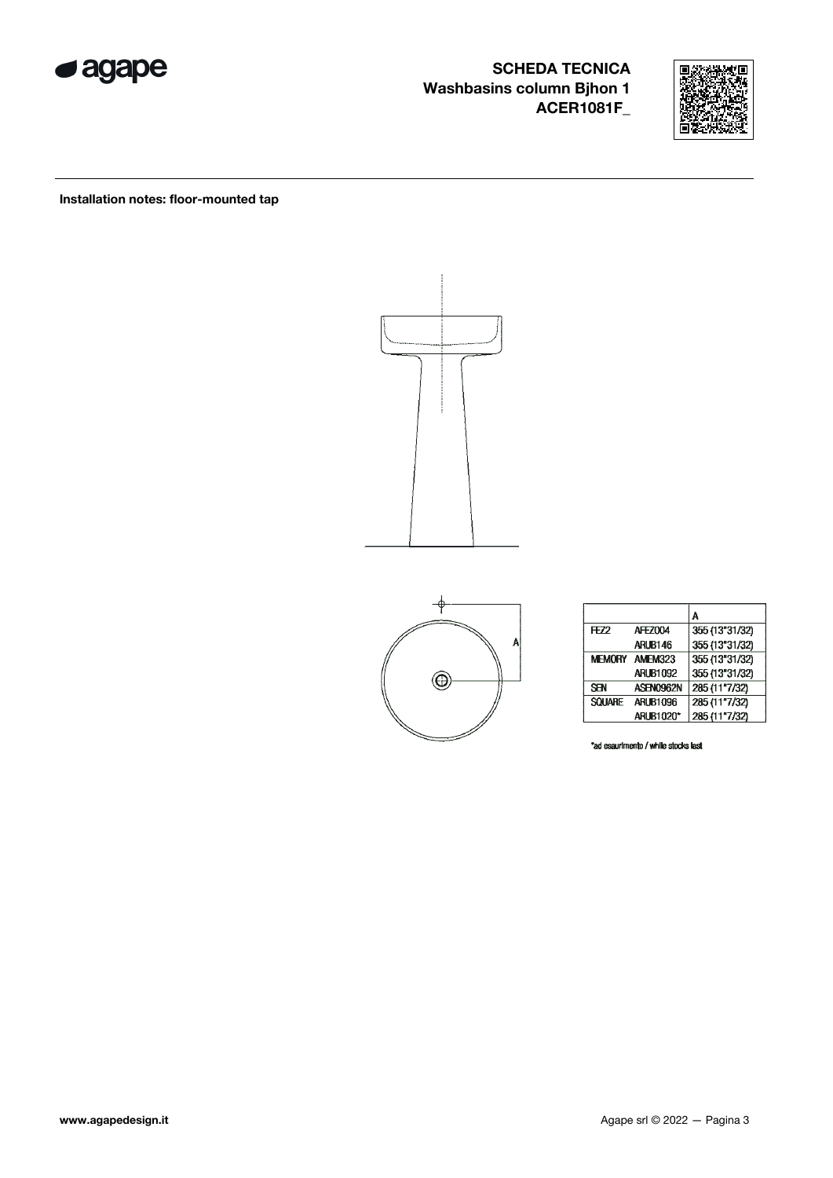**SCHEDA TECNICA**
**Washbasins column Bjhon 1**
**ACER1081F_**

**Installation notes: floor-mounted tap**

A

| | | A |
|---|---|---|
| FEZ2 | AFEZ004 | 355 (13"31/32) |
| | ARUB146 | 355 (13"31/32) |
| MEMORY | AMEM323 | 355 (13"31/32) |
| | ARUB1092 | 355 (13"31/32) |
| SEN | ASEN0962N | 285 (11"7/32) |
| SQUARE | ARUB1096 | 285 (11"7/32) |
| | ARUB1020* | 285 (11"7/32) |

*ad esaurimento / while stocks last

www.agapedesign.it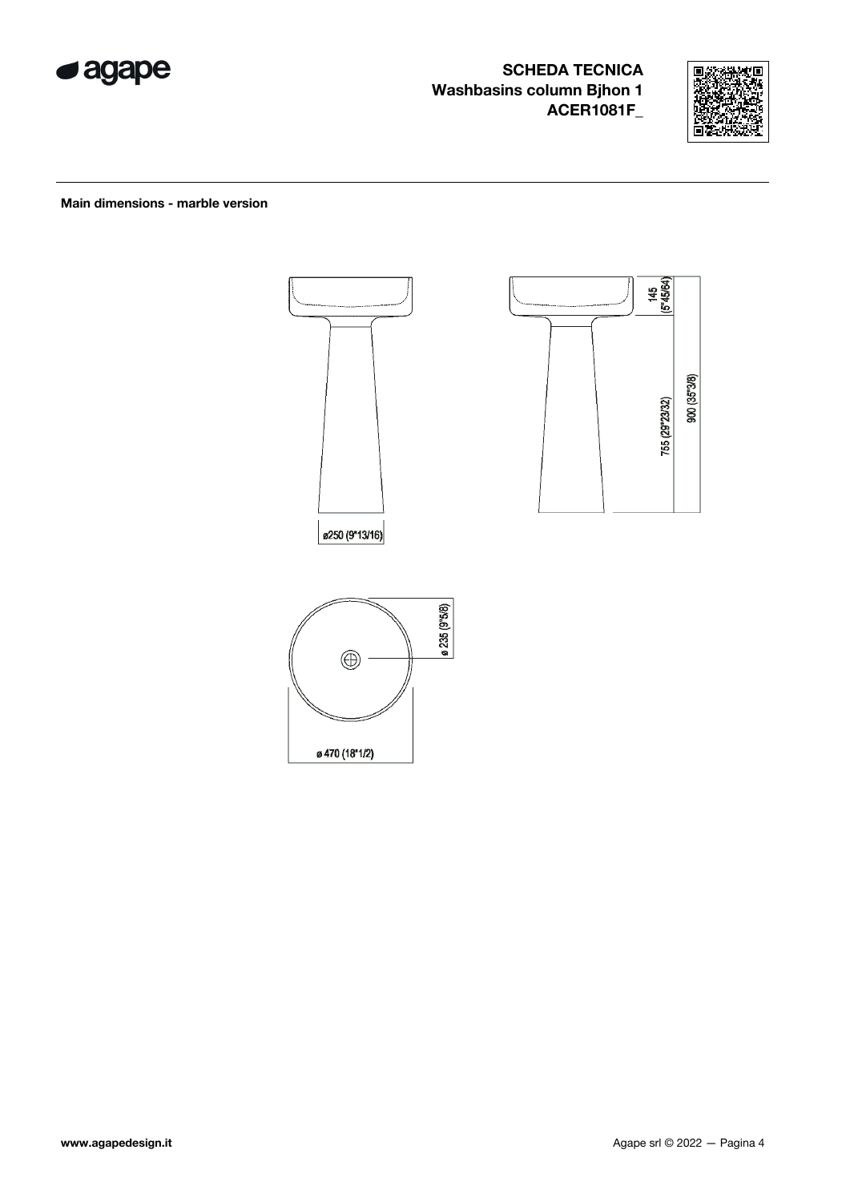**SCHEDA TECNICA**
**Washbasins column Bjhon 1**
**ACER1081F_**

**Main dimensions - marble version**

145
(5"45/64)

755 (29"23/32)

900 (35"3/8)

ø250 (9"13/16)

ø 235 (9"5/8)

ø 470 (18"1/2)

**www.agapedesign.it**

Agape srl © 2022